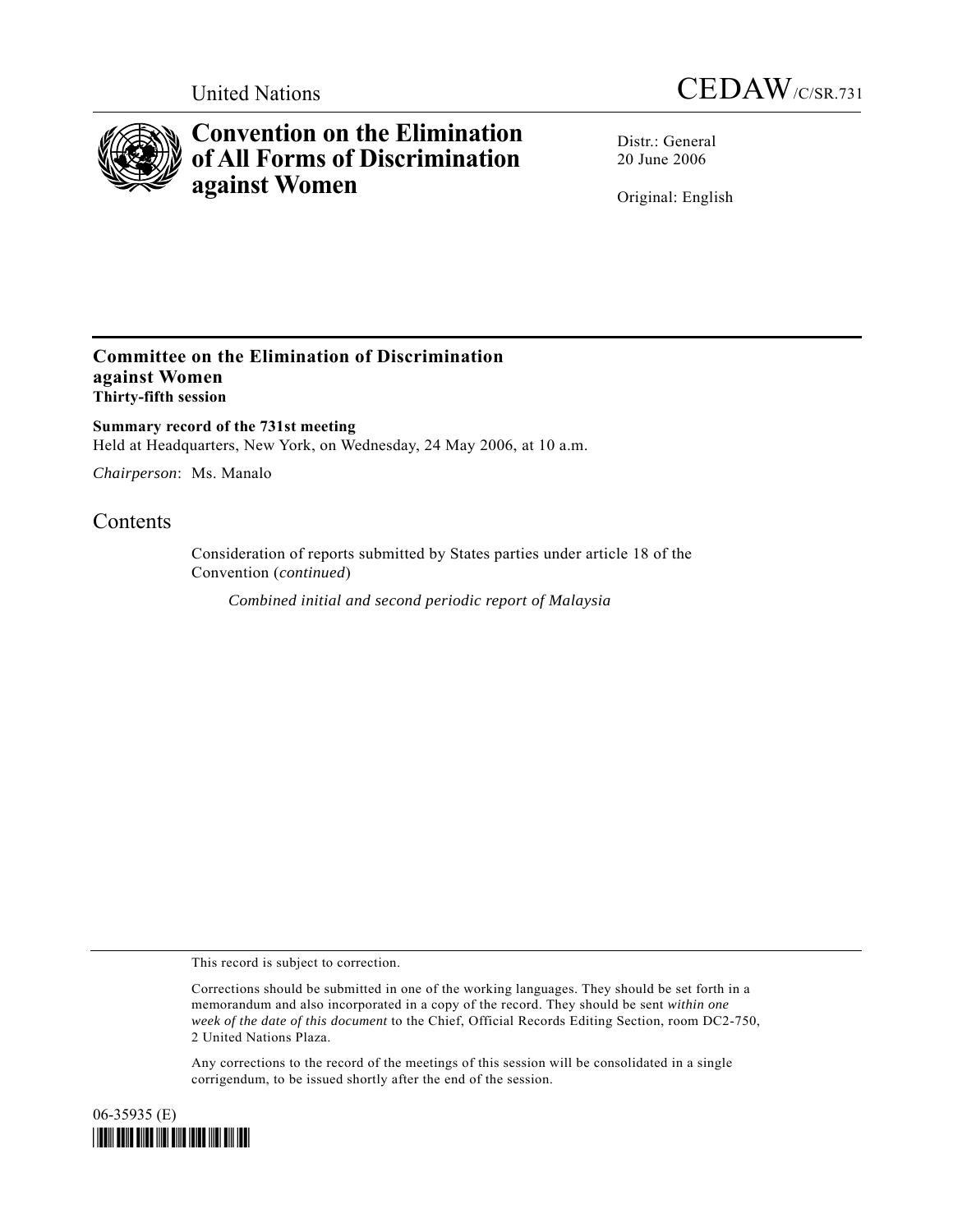United Nations

# CEDAW/C/SR.731

# Convention on the Elimination of All Forms of Discrimination against Women

Distr.: General
20 June 2006

Original: English

## Committee on the Elimination of Discrimination against Women
**Thirty-fifth session**

**Summary record of the 731st meeting**
Held at Headquarters, New York, on Wednesday, 24 May 2006, at 10 a.m.

*Chairperson*: Ms. Manalo

## Contents

Consideration of reports submitted by States parties under article 18 of the Convention (*continued*)

*Combined initial and second periodic report of Malaysia*

This record is subject to correction.

Corrections should be submitted in one of the working languages. They should be set forth in a memorandum and also incorporated in a copy of the record. They should be sent *within one week of the date of this document* to the Chief, Official Records Editing Section, room DC2-750, 2 United Nations Plaza.

Any corrections to the record of the meetings of this session will be consolidated in a single corrigendum, to be issued shortly after the end of the session.

06-35935 (E)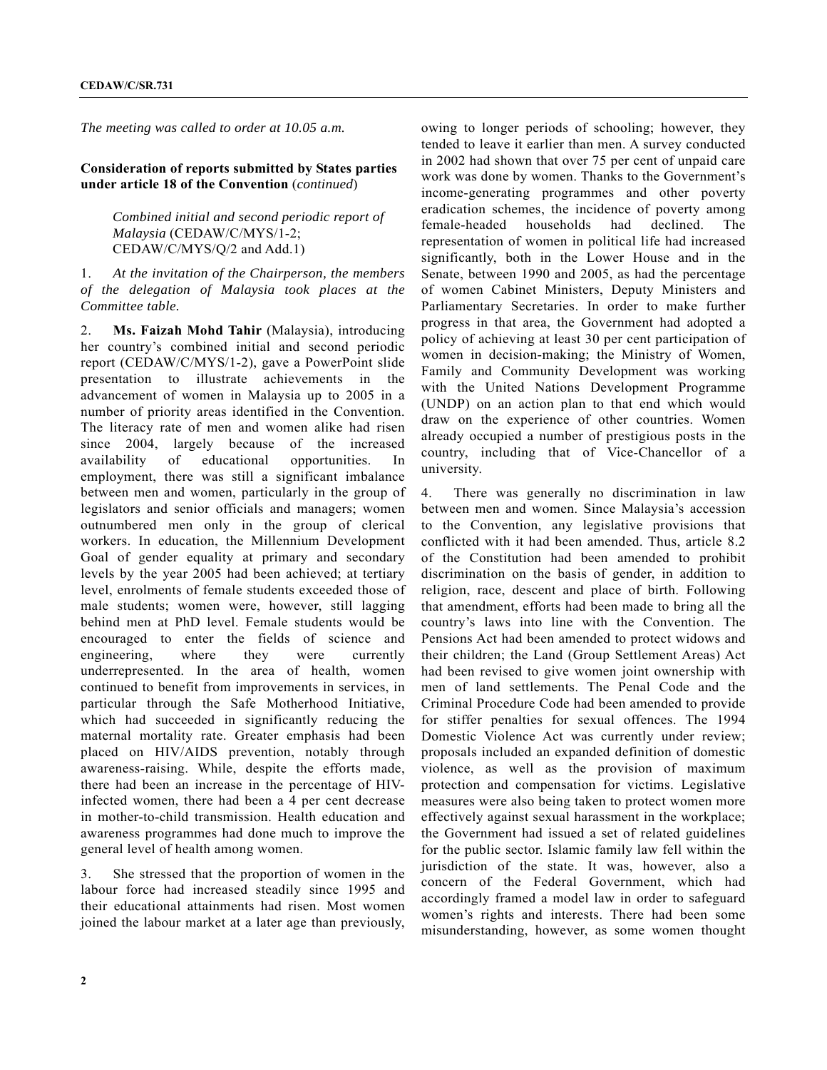*The meeting was called to order at 10.05 a.m.*

**Consideration of reports submitted by States parties under article 18 of the Convention** (*continued*)

*Combined initial and second periodic report of Malaysia* (CEDAW/C/MYS/1-2; CEDAW/C/MYS/Q/2 and Add.1)

1. *At the invitation of the Chairperson, the members of the delegation of Malaysia took places at the Committee table.*

2. **Ms. Faizah Mohd Tahir** (Malaysia), introducing her country's combined initial and second periodic report (CEDAW/C/MYS/1-2), gave a PowerPoint slide presentation to illustrate achievements in the advancement of women in Malaysia up to 2005 in a number of priority areas identified in the Convention. The literacy rate of men and women alike had risen since 2004, largely because of the increased availability of educational opportunities. In employment, there was still a significant imbalance between men and women, particularly in the group of legislators and senior officials and managers; women outnumbered men only in the group of clerical workers. In education, the Millennium Development Goal of gender equality at primary and secondary levels by the year 2005 had been achieved; at tertiary level, enrolments of female students exceeded those of male students; women were, however, still lagging behind men at PhD level. Female students would be encouraged to enter the fields of science and engineering, where they were currently underrepresented. In the area of health, women continued to benefit from improvements in services, in particular through the Safe Motherhood Initiative, which had succeeded in significantly reducing the maternal mortality rate. Greater emphasis had been placed on HIV/AIDS prevention, notably through awareness-raising. While, despite the efforts made, there had been an increase in the percentage of HIV-infected women, there had been a 4 per cent decrease in mother-to-child transmission. Health education and awareness programmes had done much to improve the general level of health among women.

3. She stressed that the proportion of women in the labour force had increased steadily since 1995 and their educational attainments had risen. Most women joined the labour market at a later age than previously, owing to longer periods of schooling; however, they tended to leave it earlier than men. A survey conducted in 2002 had shown that over 75 per cent of unpaid care work was done by women. Thanks to the Government's income-generating programmes and other poverty eradication schemes, the incidence of poverty among female-headed households had declined. The representation of women in political life had increased significantly, both in the Lower House and in the Senate, between 1990 and 2005, as had the percentage of women Cabinet Ministers, Deputy Ministers and Parliamentary Secretaries. In order to make further progress in that area, the Government had adopted a policy of achieving at least 30 per cent participation of women in decision-making; the Ministry of Women, Family and Community Development was working with the United Nations Development Programme (UNDP) on an action plan to that end which would draw on the experience of other countries. Women already occupied a number of prestigious posts in the country, including that of Vice-Chancellor of a university.

4. There was generally no discrimination in law between men and women. Since Malaysia's accession to the Convention, any legislative provisions that conflicted with it had been amended. Thus, article 8.2 of the Constitution had been amended to prohibit discrimination on the basis of gender, in addition to religion, race, descent and place of birth. Following that amendment, efforts had been made to bring all the country's laws into line with the Convention. The Pensions Act had been amended to protect widows and their children; the Land (Group Settlement Areas) Act had been revised to give women joint ownership with men of land settlements. The Penal Code and the Criminal Procedure Code had been amended to provide for stiffer penalties for sexual offences. The 1994 Domestic Violence Act was currently under review; proposals included an expanded definition of domestic violence, as well as the provision of maximum protection and compensation for victims. Legislative measures were also being taken to protect women more effectively against sexual harassment in the workplace; the Government had issued a set of related guidelines for the public sector. Islamic family law fell within the jurisdiction of the state. It was, however, also a concern of the Federal Government, which had accordingly framed a model law in order to safeguard women's rights and interests. There had been some misunderstanding, however, as some women thought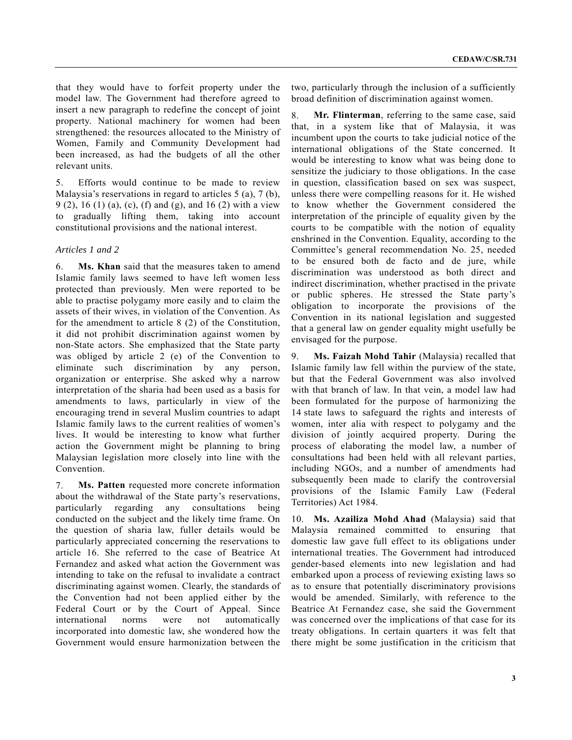that they would have to forfeit property under the model law. The Government had therefore agreed to insert a new paragraph to redefine the concept of joint property. National machinery for women had been strengthened: the resources allocated to the Ministry of Women, Family and Community Development had been increased, as had the budgets of all the other relevant units.

5. Efforts would continue to be made to review Malaysia's reservations in regard to articles 5 (a), 7 (b), 9 (2), 16 (1) (a), (c), (f) and (g), and 16 (2) with a view to gradually lifting them, taking into account constitutional provisions and the national interest.

*Articles 1 and 2*

6. **Ms. Khan** said that the measures taken to amend Islamic family laws seemed to have left women less protected than previously. Men were reported to be able to practise polygamy more easily and to claim the assets of their wives, in violation of the Convention. As for the amendment to article 8 (2) of the Constitution, it did not prohibit discrimination against women by non-State actors. She emphasized that the State party was obliged by article 2 (e) of the Convention to eliminate such discrimination by any person, organization or enterprise. She asked why a narrow interpretation of the sharia had been used as a basis for amendments to laws, particularly in view of the encouraging trend in several Muslim countries to adapt Islamic family laws to the current realities of women's lives. It would be interesting to know what further action the Government might be planning to bring Malaysian legislation more closely into line with the Convention.

7. **Ms. Patten** requested more concrete information about the withdrawal of the State party's reservations, particularly regarding any consultations being conducted on the subject and the likely time frame. On the question of sharia law, fuller details would be particularly appreciated concerning the reservations to article 16. She referred to the case of Beatrice At Fernandez and asked what action the Government was intending to take on the refusal to invalidate a contract discriminating against women. Clearly, the standards of the Convention had not been applied either by the Federal Court or by the Court of Appeal. Since international norms were not automatically incorporated into domestic law, she wondered how the Government would ensure harmonization between the two, particularly through the inclusion of a sufficiently broad definition of discrimination against women.

8. **Mr. Flinterman**, referring to the same case, said that, in a system like that of Malaysia, it was incumbent upon the courts to take judicial notice of the international obligations of the State concerned. It would be interesting to know what was being done to sensitize the judiciary to those obligations. In the case in question, classification based on sex was suspect, unless there were compelling reasons for it. He wished to know whether the Government considered the interpretation of the principle of equality given by the courts to be compatible with the notion of equality enshrined in the Convention. Equality, according to the Committee's general recommendation No. 25, needed to be ensured both de facto and de jure, while discrimination was understood as both direct and indirect discrimination, whether practised in the private or public spheres. He stressed the State party's obligation to incorporate the provisions of the Convention in its national legislation and suggested that a general law on gender equality might usefully be envisaged for the purpose.

9. **Ms. Faizah Mohd Tahir** (Malaysia) recalled that Islamic family law fell within the purview of the state, but that the Federal Government was also involved with that branch of law. In that vein, a model law had been formulated for the purpose of harmonizing the 14 state laws to safeguard the rights and interests of women, inter alia with respect to polygamy and the division of jointly acquired property. During the process of elaborating the model law, a number of consultations had been held with all relevant parties, including NGOs, and a number of amendments had subsequently been made to clarify the controversial provisions of the Islamic Family Law (Federal Territories) Act 1984.

10. **Ms. Azailiza Mohd Ahad** (Malaysia) said that Malaysia remained committed to ensuring that domestic law gave full effect to its obligations under international treaties. The Government had introduced gender-based elements into new legislation and had embarked upon a process of reviewing existing laws so as to ensure that potentially discriminatory provisions would be amended. Similarly, with reference to the Beatrice At Fernandez case, she said the Government was concerned over the implications of that case for its treaty obligations. In certain quarters it was felt that there might be some justification in the criticism that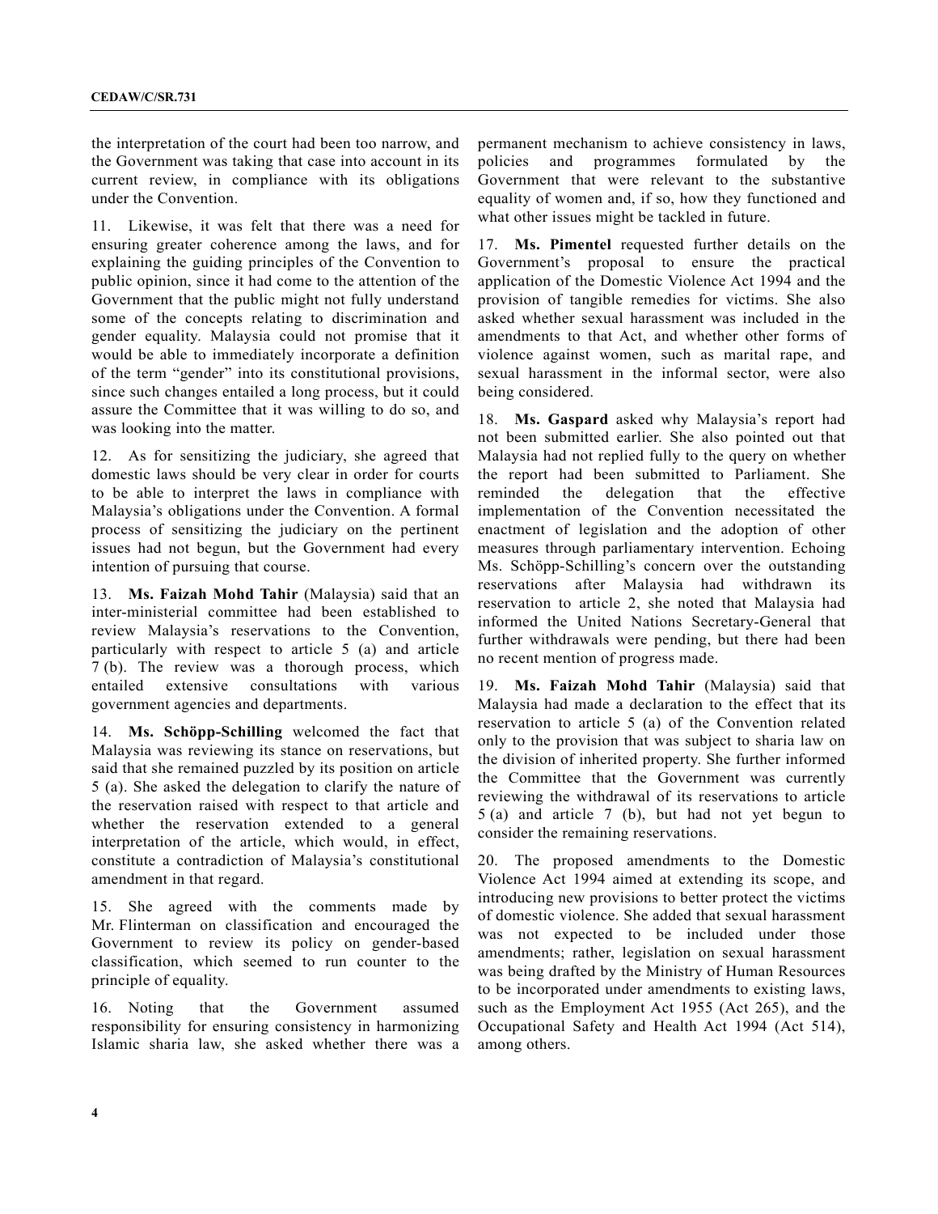the interpretation of the court had been too narrow, and the Government was taking that case into account in its current review, in compliance with its obligations under the Convention.

11. Likewise, it was felt that there was a need for ensuring greater coherence among the laws, and for explaining the guiding principles of the Convention to public opinion, since it had come to the attention of the Government that the public might not fully understand some of the concepts relating to discrimination and gender equality. Malaysia could not promise that it would be able to immediately incorporate a definition of the term "gender" into its constitutional provisions, since such changes entailed a long process, but it could assure the Committee that it was willing to do so, and was looking into the matter.

12. As for sensitizing the judiciary, she agreed that domestic laws should be very clear in order for courts to be able to interpret the laws in compliance with Malaysia's obligations under the Convention. A formal process of sensitizing the judiciary on the pertinent issues had not begun, but the Government had every intention of pursuing that course.

13. **Ms. Faizah Mohd Tahir** (Malaysia) said that an inter-ministerial committee had been established to review Malaysia's reservations to the Convention, particularly with respect to article 5 (a) and article 7 (b). The review was a thorough process, which entailed extensive consultations with various government agencies and departments.

14. **Ms. Schöpp-Schilling** welcomed the fact that Malaysia was reviewing its stance on reservations, but said that she remained puzzled by its position on article 5 (a). She asked the delegation to clarify the nature of the reservation raised with respect to that article and whether the reservation extended to a general interpretation of the article, which would, in effect, constitute a contradiction of Malaysia's constitutional amendment in that regard.

15. She agreed with the comments made by Mr. Flinterman on classification and encouraged the Government to review its policy on gender-based classification, which seemed to run counter to the principle of equality.

16. Noting that the Government assumed responsibility for ensuring consistency in harmonizing Islamic sharia law, she asked whether there was a permanent mechanism to achieve consistency in laws, policies and programmes formulated by the Government that were relevant to the substantive equality of women and, if so, how they functioned and what other issues might be tackled in future.

17. **Ms. Pimentel** requested further details on the Government's proposal to ensure the practical application of the Domestic Violence Act 1994 and the provision of tangible remedies for victims. She also asked whether sexual harassment was included in the amendments to that Act, and whether other forms of violence against women, such as marital rape, and sexual harassment in the informal sector, were also being considered.

18. **Ms. Gaspard** asked why Malaysia's report had not been submitted earlier. She also pointed out that Malaysia had not replied fully to the query on whether the report had been submitted to Parliament. She reminded the delegation that the effective implementation of the Convention necessitated the enactment of legislation and the adoption of other measures through parliamentary intervention. Echoing Ms. Schöpp-Schilling's concern over the outstanding reservations after Malaysia had withdrawn its reservation to article 2, she noted that Malaysia had informed the United Nations Secretary-General that further withdrawals were pending, but there had been no recent mention of progress made.

19. **Ms. Faizah Mohd Tahir** (Malaysia) said that Malaysia had made a declaration to the effect that its reservation to article 5 (a) of the Convention related only to the provision that was subject to sharia law on the division of inherited property. She further informed the Committee that the Government was currently reviewing the withdrawal of its reservations to article 5 (a) and article 7 (b), but had not yet begun to consider the remaining reservations.

20. The proposed amendments to the Domestic Violence Act 1994 aimed at extending its scope, and introducing new provisions to better protect the victims of domestic violence. She added that sexual harassment was not expected to be included under those amendments; rather, legislation on sexual harassment was being drafted by the Ministry of Human Resources to be incorporated under amendments to existing laws, such as the Employment Act 1955 (Act 265), and the Occupational Safety and Health Act 1994 (Act 514), among others.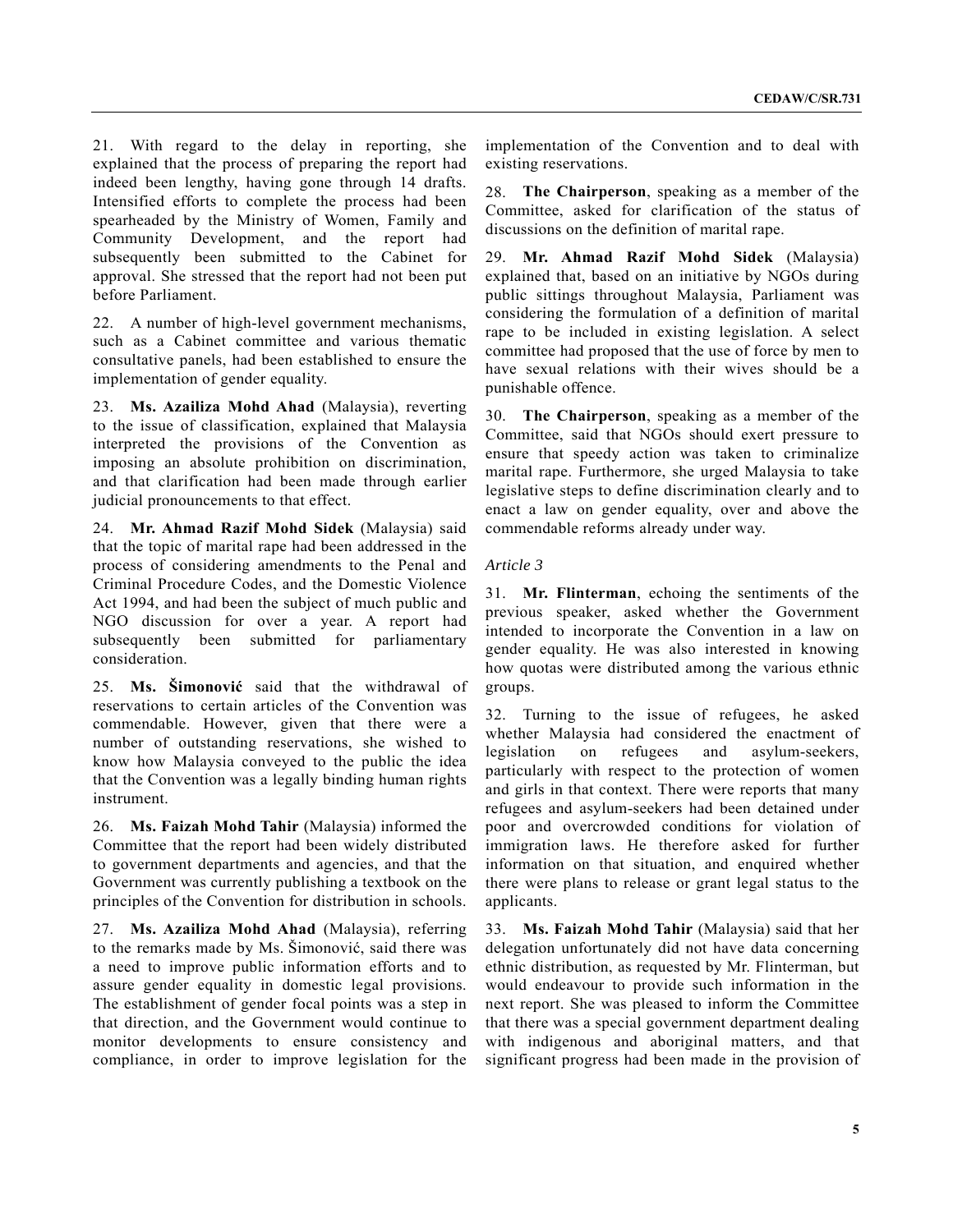21. With regard to the delay in reporting, she explained that the process of preparing the report had indeed been lengthy, having gone through 14 drafts. Intensified efforts to complete the process had been spearheaded by the Ministry of Women, Family and Community Development, and the report had subsequently been submitted to the Cabinet for approval. She stressed that the report had not been put before Parliament.

22. A number of high-level government mechanisms, such as a Cabinet committee and various thematic consultative panels, had been established to ensure the implementation of gender equality.

23. **Ms. Azailiza Mohd Ahad** (Malaysia), reverting to the issue of classification, explained that Malaysia interpreted the provisions of the Convention as imposing an absolute prohibition on discrimination, and that clarification had been made through earlier judicial pronouncements to that effect.

24. **Mr. Ahmad Razif Mohd Sidek** (Malaysia) said that the topic of marital rape had been addressed in the process of considering amendments to the Penal and Criminal Procedure Codes, and the Domestic Violence Act 1994, and had been the subject of much public and NGO discussion for over a year. A report had subsequently been submitted for parliamentary consideration.

25. **Ms. Šimonović** said that the withdrawal of reservations to certain articles of the Convention was commendable. However, given that there were a number of outstanding reservations, she wished to know how Malaysia conveyed to the public the idea that the Convention was a legally binding human rights instrument.

26. **Ms. Faizah Mohd Tahir** (Malaysia) informed the Committee that the report had been widely distributed to government departments and agencies, and that the Government was currently publishing a textbook on the principles of the Convention for distribution in schools.

27. **Ms. Azailiza Mohd Ahad** (Malaysia), referring to the remarks made by Ms. Šimonović, said there was a need to improve public information efforts and to assure gender equality in domestic legal provisions. The establishment of gender focal points was a step in that direction, and the Government would continue to monitor developments to ensure consistency and compliance, in order to improve legislation for the implementation of the Convention and to deal with existing reservations.

28. **The Chairperson**, speaking as a member of the Committee, asked for clarification of the status of discussions on the definition of marital rape.

29. **Mr. Ahmad Razif Mohd Sidek** (Malaysia) explained that, based on an initiative by NGOs during public sittings throughout Malaysia, Parliament was considering the formulation of a definition of marital rape to be included in existing legislation. A select committee had proposed that the use of force by men to have sexual relations with their wives should be a punishable offence.

30. **The Chairperson**, speaking as a member of the Committee, said that NGOs should exert pressure to ensure that speedy action was taken to criminalize marital rape. Furthermore, she urged Malaysia to take legislative steps to define discrimination clearly and to enact a law on gender equality, over and above the commendable reforms already under way.

*Article 3*

31. **Mr. Flinterman**, echoing the sentiments of the previous speaker, asked whether the Government intended to incorporate the Convention in a law on gender equality. He was also interested in knowing how quotas were distributed among the various ethnic groups.

32. Turning to the issue of refugees, he asked whether Malaysia had considered the enactment of legislation on refugees and asylum-seekers, particularly with respect to the protection of women and girls in that context. There were reports that many refugees and asylum-seekers had been detained under poor and overcrowded conditions for violation of immigration laws. He therefore asked for further information on that situation, and enquired whether there were plans to release or grant legal status to the applicants.

33. **Ms. Faizah Mohd Tahir** (Malaysia) said that her delegation unfortunately did not have data concerning ethnic distribution, as requested by Mr. Flinterman, but would endeavour to provide such information in the next report. She was pleased to inform the Committee that there was a special government department dealing with indigenous and aboriginal matters, and that significant progress had been made in the provision of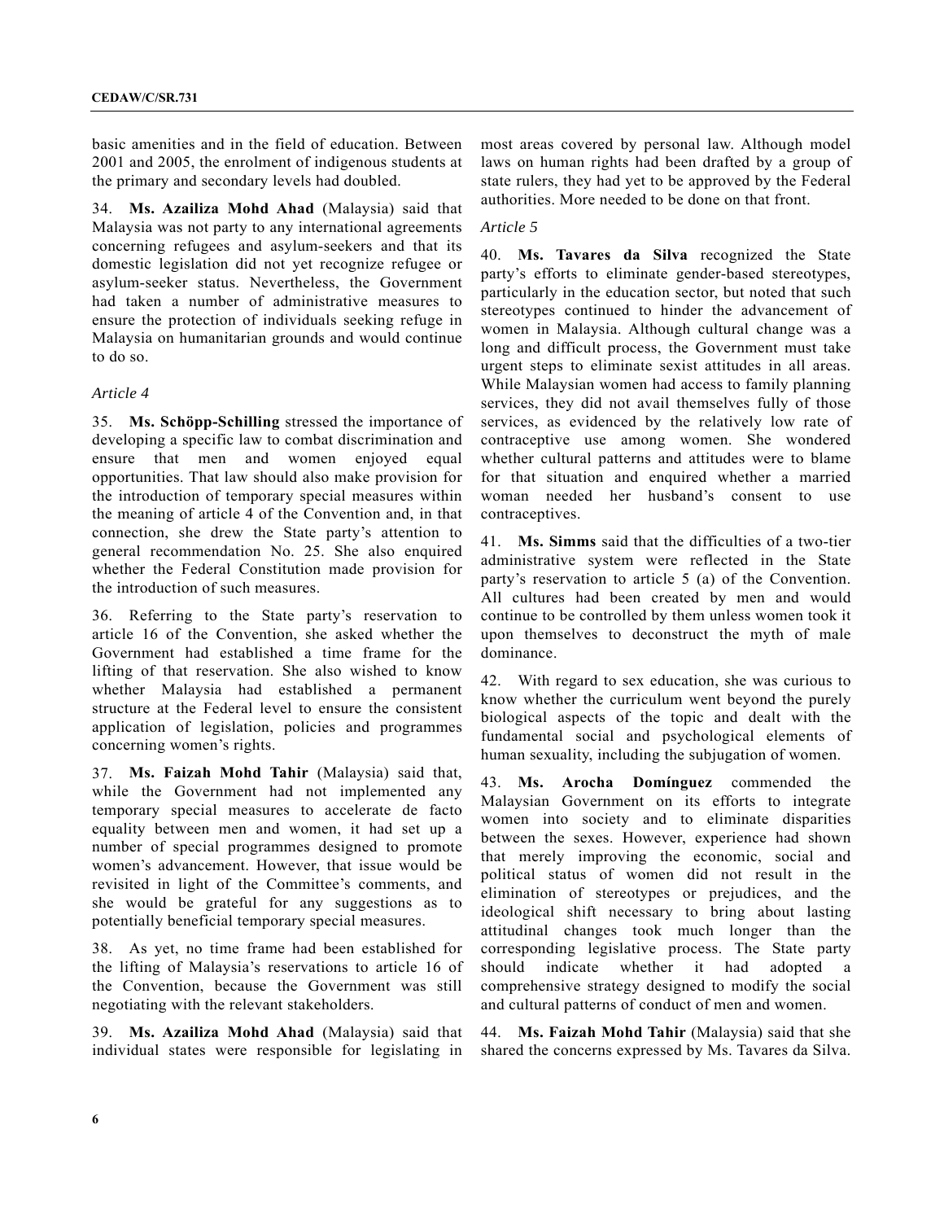basic amenities and in the field of education. Between 2001 and 2005, the enrolment of indigenous students at the primary and secondary levels had doubled.

34. **Ms. Azailiza Mohd Ahad** (Malaysia) said that Malaysia was not party to any international agreements concerning refugees and asylum-seekers and that its domestic legislation did not yet recognize refugee or asylum-seeker status. Nevertheless, the Government had taken a number of administrative measures to ensure the protection of individuals seeking refuge in Malaysia on humanitarian grounds and would continue to do so.

*Article 4*

35. **Ms. Schöpp-Schilling** stressed the importance of developing a specific law to combat discrimination and ensure that men and women enjoyed equal opportunities. That law should also make provision for the introduction of temporary special measures within the meaning of article 4 of the Convention and, in that connection, she drew the State party's attention to general recommendation No. 25. She also enquired whether the Federal Constitution made provision for the introduction of such measures.

36. Referring to the State party's reservation to article 16 of the Convention, she asked whether the Government had established a time frame for the lifting of that reservation. She also wished to know whether Malaysia had established a permanent structure at the Federal level to ensure the consistent application of legislation, policies and programmes concerning women's rights.

37. **Ms. Faizah Mohd Tahir** (Malaysia) said that, while the Government had not implemented any temporary special measures to accelerate de facto equality between men and women, it had set up a number of special programmes designed to promote women's advancement. However, that issue would be revisited in light of the Committee's comments, and she would be grateful for any suggestions as to potentially beneficial temporary special measures.

38. As yet, no time frame had been established for the lifting of Malaysia's reservations to article 16 of the Convention, because the Government was still negotiating with the relevant stakeholders.

39. **Ms. Azailiza Mohd Ahad** (Malaysia) said that individual states were responsible for legislating in most areas covered by personal law. Although model laws on human rights had been drafted by a group of state rulers, they had yet to be approved by the Federal authorities. More needed to be done on that front.

*Article 5*

40. **Ms. Tavares da Silva** recognized the State party's efforts to eliminate gender-based stereotypes, particularly in the education sector, but noted that such stereotypes continued to hinder the advancement of women in Malaysia. Although cultural change was a long and difficult process, the Government must take urgent steps to eliminate sexist attitudes in all areas. While Malaysian women had access to family planning services, they did not avail themselves fully of those services, as evidenced by the relatively low rate of contraceptive use among women. She wondered whether cultural patterns and attitudes were to blame for that situation and enquired whether a married woman needed her husband's consent to use contraceptives.

41. **Ms. Simms** said that the difficulties of a two-tier administrative system were reflected in the State party's reservation to article 5 (a) of the Convention. All cultures had been created by men and would continue to be controlled by them unless women took it upon themselves to deconstruct the myth of male dominance.

42. With regard to sex education, she was curious to know whether the curriculum went beyond the purely biological aspects of the topic and dealt with the fundamental social and psychological elements of human sexuality, including the subjugation of women.

43. **Ms. Arocha Domínguez** commended the Malaysian Government on its efforts to integrate women into society and to eliminate disparities between the sexes. However, experience had shown that merely improving the economic, social and political status of women did not result in the elimination of stereotypes or prejudices, and the ideological shift necessary to bring about lasting attitudinal changes took much longer than the corresponding legislative process. The State party should indicate whether it had adopted a comprehensive strategy designed to modify the social and cultural patterns of conduct of men and women.

44. **Ms. Faizah Mohd Tahir** (Malaysia) said that she shared the concerns expressed by Ms. Tavares da Silva.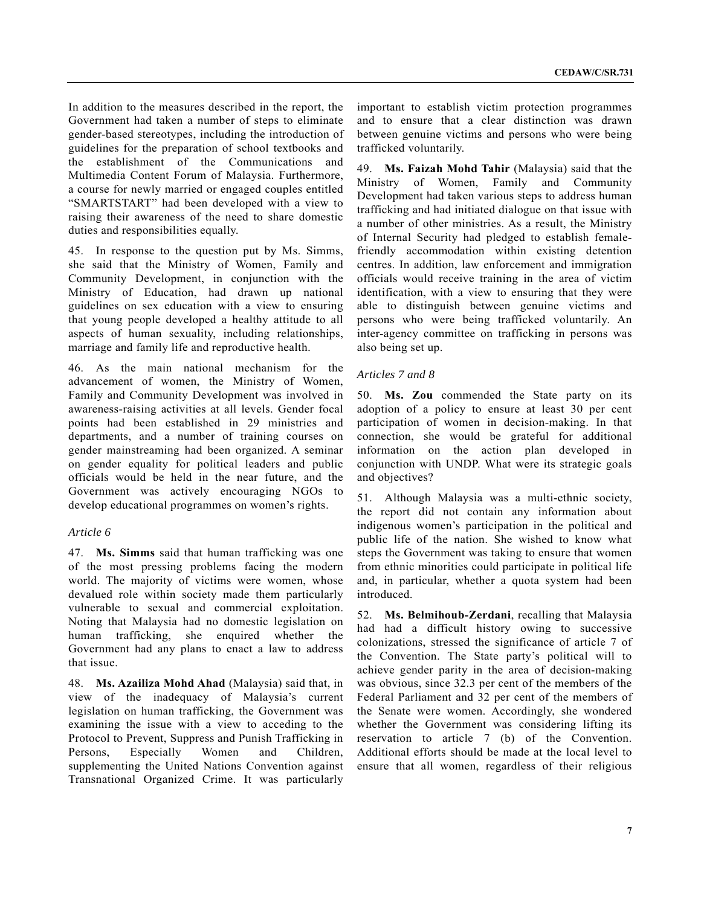In addition to the measures described in the report, the Government had taken a number of steps to eliminate gender-based stereotypes, including the introduction of guidelines for the preparation of school textbooks and the establishment of the Communications and Multimedia Content Forum of Malaysia. Furthermore, a course for newly married or engaged couples entitled "SMARTSTART" had been developed with a view to raising their awareness of the need to share domestic duties and responsibilities equally.

45. In response to the question put by Ms. Simms, she said that the Ministry of Women, Family and Community Development, in conjunction with the Ministry of Education, had drawn up national guidelines on sex education with a view to ensuring that young people developed a healthy attitude to all aspects of human sexuality, including relationships, marriage and family life and reproductive health.

46. As the main national mechanism for the advancement of women, the Ministry of Women, Family and Community Development was involved in awareness-raising activities at all levels. Gender focal points had been established in 29 ministries and departments, and a number of training courses on gender mainstreaming had been organized. A seminar on gender equality for political leaders and public officials would be held in the near future, and the Government was actively encouraging NGOs to develop educational programmes on women's rights.

*Article 6*

47. **Ms. Simms** said that human trafficking was one of the most pressing problems facing the modern world. The majority of victims were women, whose devalued role within society made them particularly vulnerable to sexual and commercial exploitation. Noting that Malaysia had no domestic legislation on human trafficking, she enquired whether the Government had any plans to enact a law to address that issue.

48. **Ms. Azailiza Mohd Ahad** (Malaysia) said that, in view of the inadequacy of Malaysia's current legislation on human trafficking, the Government was examining the issue with a view to acceding to the Protocol to Prevent, Suppress and Punish Trafficking in Persons, Especially Women and Children, supplementing the United Nations Convention against Transnational Organized Crime. It was particularly important to establish victim protection programmes and to ensure that a clear distinction was drawn between genuine victims and persons who were being trafficked voluntarily.

49. **Ms. Faizah Mohd Tahir** (Malaysia) said that the Ministry of Women, Family and Community Development had taken various steps to address human trafficking and had initiated dialogue on that issue with a number of other ministries. As a result, the Ministry of Internal Security had pledged to establish female-friendly accommodation within existing detention centres. In addition, law enforcement and immigration officials would receive training in the area of victim identification, with a view to ensuring that they were able to distinguish between genuine victims and persons who were being trafficked voluntarily. An inter-agency committee on trafficking in persons was also being set up.

*Articles 7 and 8*

50. **Ms. Zou** commended the State party on its adoption of a policy to ensure at least 30 per cent participation of women in decision-making. In that connection, she would be grateful for additional information on the action plan developed in conjunction with UNDP. What were its strategic goals and objectives?

51. Although Malaysia was a multi-ethnic society, the report did not contain any information about indigenous women's participation in the political and public life of the nation. She wished to know what steps the Government was taking to ensure that women from ethnic minorities could participate in political life and, in particular, whether a quota system had been introduced.

52. **Ms. Belmihoub-Zerdani**, recalling that Malaysia had had a difficult history owing to successive colonizations, stressed the significance of article 7 of the Convention. The State party's political will to achieve gender parity in the area of decision-making was obvious, since 32.3 per cent of the members of the Federal Parliament and 32 per cent of the members of the Senate were women. Accordingly, she wondered whether the Government was considering lifting its reservation to article 7 (b) of the Convention. Additional efforts should be made at the local level to ensure that all women, regardless of their religious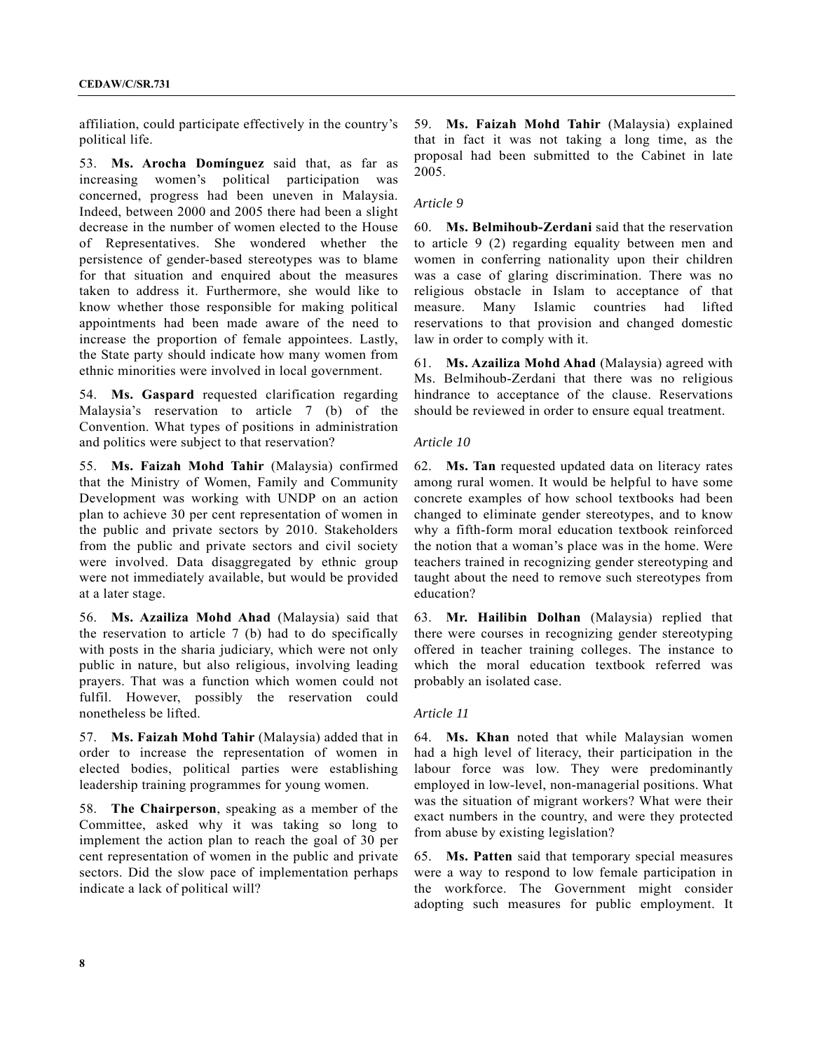affiliation, could participate effectively in the country's political life.

53. **Ms. Arocha Domínguez** said that, as far as increasing women's political participation was concerned, progress had been uneven in Malaysia. Indeed, between 2000 and 2005 there had been a slight decrease in the number of women elected to the House of Representatives. She wondered whether the persistence of gender-based stereotypes was to blame for that situation and enquired about the measures taken to address it. Furthermore, she would like to know whether those responsible for making political appointments had been made aware of the need to increase the proportion of female appointees. Lastly, the State party should indicate how many women from ethnic minorities were involved in local government.

54. **Ms. Gaspard** requested clarification regarding Malaysia's reservation to article 7 (b) of the Convention. What types of positions in administration and politics were subject to that reservation?

55. **Ms. Faizah Mohd Tahir** (Malaysia) confirmed that the Ministry of Women, Family and Community Development was working with UNDP on an action plan to achieve 30 per cent representation of women in the public and private sectors by 2010. Stakeholders from the public and private sectors and civil society were involved. Data disaggregated by ethnic group were not immediately available, but would be provided at a later stage.

56. **Ms. Azailiza Mohd Ahad** (Malaysia) said that the reservation to article 7 (b) had to do specifically with posts in the sharia judiciary, which were not only public in nature, but also religious, involving leading prayers. That was a function which women could not fulfil. However, possibly the reservation could nonetheless be lifted.

57. **Ms. Faizah Mohd Tahir** (Malaysia) added that in order to increase the representation of women in elected bodies, political parties were establishing leadership training programmes for young women.

58. **The Chairperson**, speaking as a member of the Committee, asked why it was taking so long to implement the action plan to reach the goal of 30 per cent representation of women in the public and private sectors. Did the slow pace of implementation perhaps indicate a lack of political will?

59. **Ms. Faizah Mohd Tahir** (Malaysia) explained that in fact it was not taking a long time, as the proposal had been submitted to the Cabinet in late 2005.

*Article 9*

60. **Ms. Belmihoub-Zerdani** said that the reservation to article 9 (2) regarding equality between men and women in conferring nationality upon their children was a case of glaring discrimination. There was no religious obstacle in Islam to acceptance of that measure. Many Islamic countries had lifted reservations to that provision and changed domestic law in order to comply with it.

61. **Ms. Azailiza Mohd Ahad** (Malaysia) agreed with Ms. Belmihoub-Zerdani that there was no religious hindrance to acceptance of the clause. Reservations should be reviewed in order to ensure equal treatment.

*Article 10*

62. **Ms. Tan** requested updated data on literacy rates among rural women. It would be helpful to have some concrete examples of how school textbooks had been changed to eliminate gender stereotypes, and to know why a fifth-form moral education textbook reinforced the notion that a woman's place was in the home. Were teachers trained in recognizing gender stereotyping and taught about the need to remove such stereotypes from education?

63. **Mr. Hailibin Dolhan** (Malaysia) replied that there were courses in recognizing gender stereotyping offered in teacher training colleges. The instance to which the moral education textbook referred was probably an isolated case.

*Article 11*

64. **Ms. Khan** noted that while Malaysian women had a high level of literacy, their participation in the labour force was low. They were predominantly employed in low-level, non-managerial positions. What was the situation of migrant workers? What were their exact numbers in the country, and were they protected from abuse by existing legislation?

65. **Ms. Patten** said that temporary special measures were a way to respond to low female participation in the workforce. The Government might consider adopting such measures for public employment. It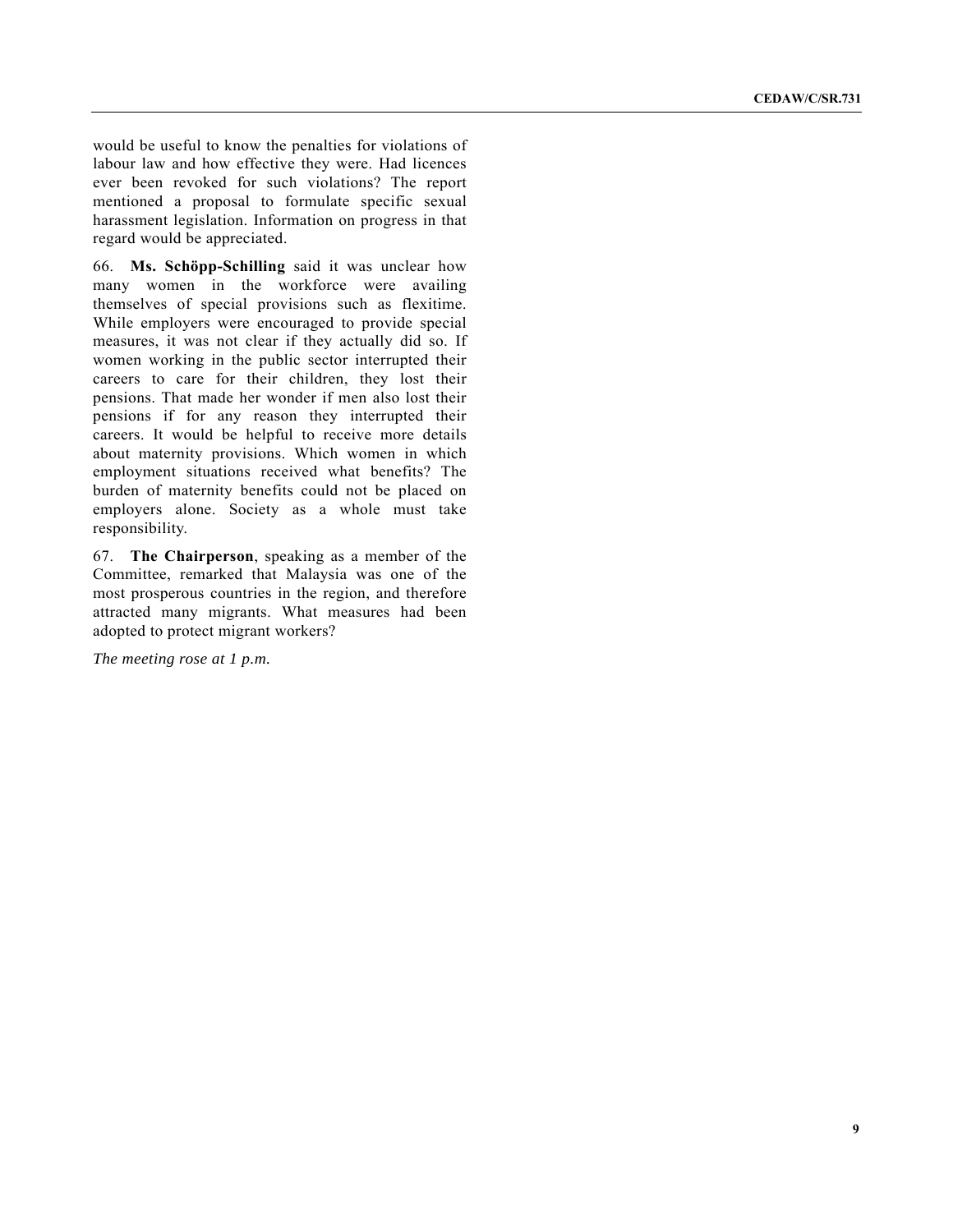would be useful to know the penalties for violations of labour law and how effective they were. Had licences ever been revoked for such violations? The report mentioned a proposal to formulate specific sexual harassment legislation. Information on progress in that regard would be appreciated.

66. **Ms. Schöpp-Schilling** said it was unclear how many women in the workforce were availing themselves of special provisions such as flexitime. While employers were encouraged to provide special measures, it was not clear if they actually did so. If women working in the public sector interrupted their careers to care for their children, they lost their pensions. That made her wonder if men also lost their pensions if for any reason they interrupted their careers. It would be helpful to receive more details about maternity provisions. Which women in which employment situations received what benefits? The burden of maternity benefits could not be placed on employers alone. Society as a whole must take responsibility.

67. **The Chairperson**, speaking as a member of the Committee, remarked that Malaysia was one of the most prosperous countries in the region, and therefore attracted many migrants. What measures had been adopted to protect migrant workers?

*The meeting rose at 1 p.m.*